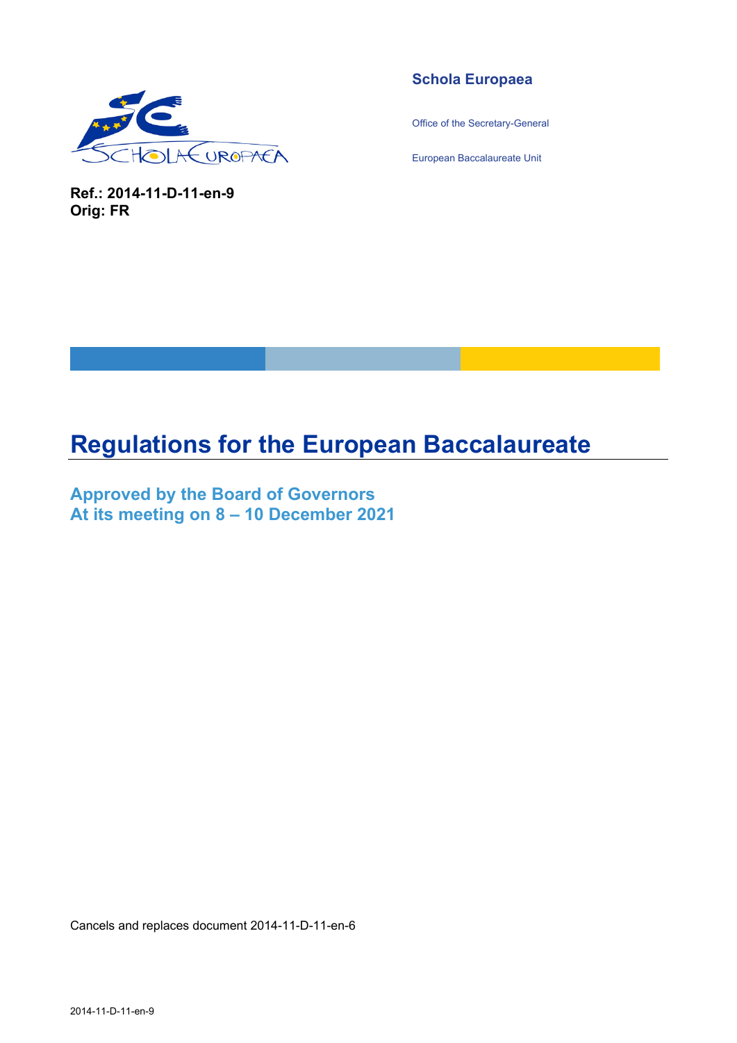**Schola Europaea**

Office of the Secretary-General

European Baccalaureate Unit

**Ref.: 2014-11-D-11-en-9**
**Orig: FR**

# Regulations for the European Baccalaureate

## Approved by the Board of Governors At its meeting on 8 – 10 December 2021

Cancels and replaces document 2014-11-D-11-en-6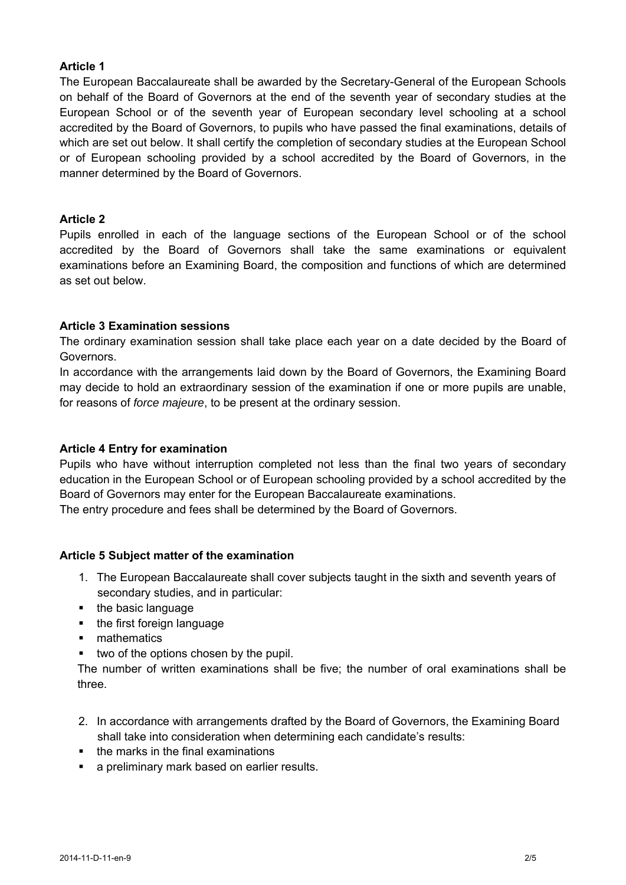**Article 1**

The European Baccalaureate shall be awarded by the Secretary-General of the European Schools on behalf of the Board of Governors at the end of the seventh year of secondary studies at the European School or of the seventh year of European secondary level schooling at a school accredited by the Board of Governors, to pupils who have passed the final examinations, details of which are set out below. It shall certify the completion of secondary studies at the European School or of European schooling provided by a school accredited by the Board of Governors, in the manner determined by the Board of Governors.

**Article 2**

Pupils enrolled in each of the language sections of the European School or of the school accredited by the Board of Governors shall take the same examinations or equivalent examinations before an Examining Board, the composition and functions of which are determined as set out below.

**Article 3 Examination sessions**

The ordinary examination session shall take place each year on a date decided by the Board of Governors.

In accordance with the arrangements laid down by the Board of Governors, the Examining Board may decide to hold an extraordinary session of the examination if one or more pupils are unable, for reasons of *force majeure*, to be present at the ordinary session.

**Article 4 Entry for examination**

Pupils who have without interruption completed not less than the final two years of secondary education in the European School or of European schooling provided by a school accredited by the Board of Governors may enter for the European Baccalaureate examinations.

The entry procedure and fees shall be determined by the Board of Governors.

**Article 5 Subject matter of the examination**

1. The European Baccalaureate shall cover subjects taught in the sixth and seventh years of secondary studies, and in particular:
   - the basic language
   - the first foreign language
   - mathematics
   - two of the options chosen by the pupil.

   The number of written examinations shall be five; the number of oral examinations shall be three.

2. In accordance with arrangements drafted by the Board of Governors, the Examining Board shall take into consideration when determining each candidate's results:
   - the marks in the final examinations
   - a preliminary mark based on earlier results.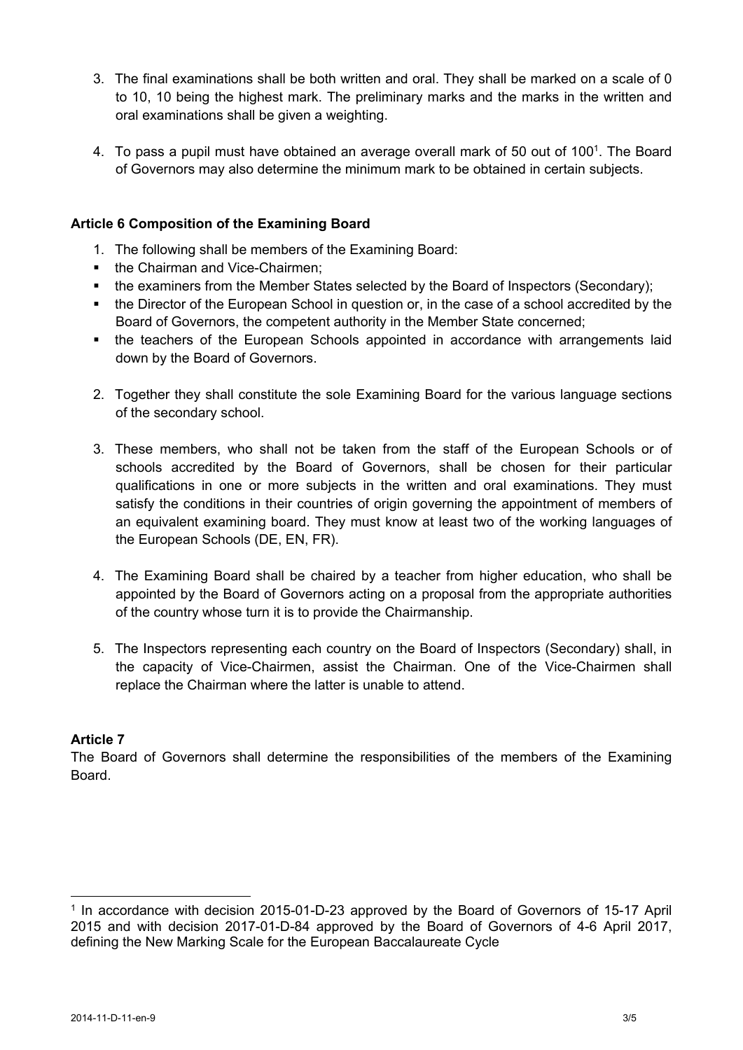3. The final examinations shall be both written and oral. They shall be marked on a scale of 0 to 10, 10 being the highest mark. The preliminary marks and the marks in the written and oral examinations shall be given a weighting.

4. To pass a pupil must have obtained an average overall mark of 50 out of 100[1]. The Board of Governors may also determine the minimum mark to be obtained in certain subjects.

**Article 6 Composition of the Examining Board**

1. The following shall be members of the Examining Board:
- the Chairman and Vice-Chairmen;
- the examiners from the Member States selected by the Board of Inspectors (Secondary);
- the Director of the European School in question or, in the case of a school accredited by the Board of Governors, the competent authority in the Member State concerned;
- the teachers of the European Schools appointed in accordance with arrangements laid down by the Board of Governors.

2. Together they shall constitute the sole Examining Board for the various language sections of the secondary school.

3. These members, who shall not be taken from the staff of the European Schools or of schools accredited by the Board of Governors, shall be chosen for their particular qualifications in one or more subjects in the written and oral examinations. They must satisfy the conditions in their countries of origin governing the appointment of members of an equivalent examining board. They must know at least two of the working languages of the European Schools (DE, EN, FR).

4. The Examining Board shall be chaired by a teacher from higher education, who shall be appointed by the Board of Governors acting on a proposal from the appropriate authorities of the country whose turn it is to provide the Chairmanship.

5. The Inspectors representing each country on the Board of Inspectors (Secondary) shall, in the capacity of Vice-Chairmen, assist the Chairman. One of the Vice-Chairmen shall replace the Chairman where the latter is unable to attend.

**Article 7**

The Board of Governors shall determine the responsibilities of the members of the Examining Board.

[1] In accordance with decision 2015-01-D-23 approved by the Board of Governors of 15-17 April 2015 and with decision 2017-01-D-84 approved by the Board of Governors of 4-6 April 2017, defining the New Marking Scale for the European Baccalaureate Cycle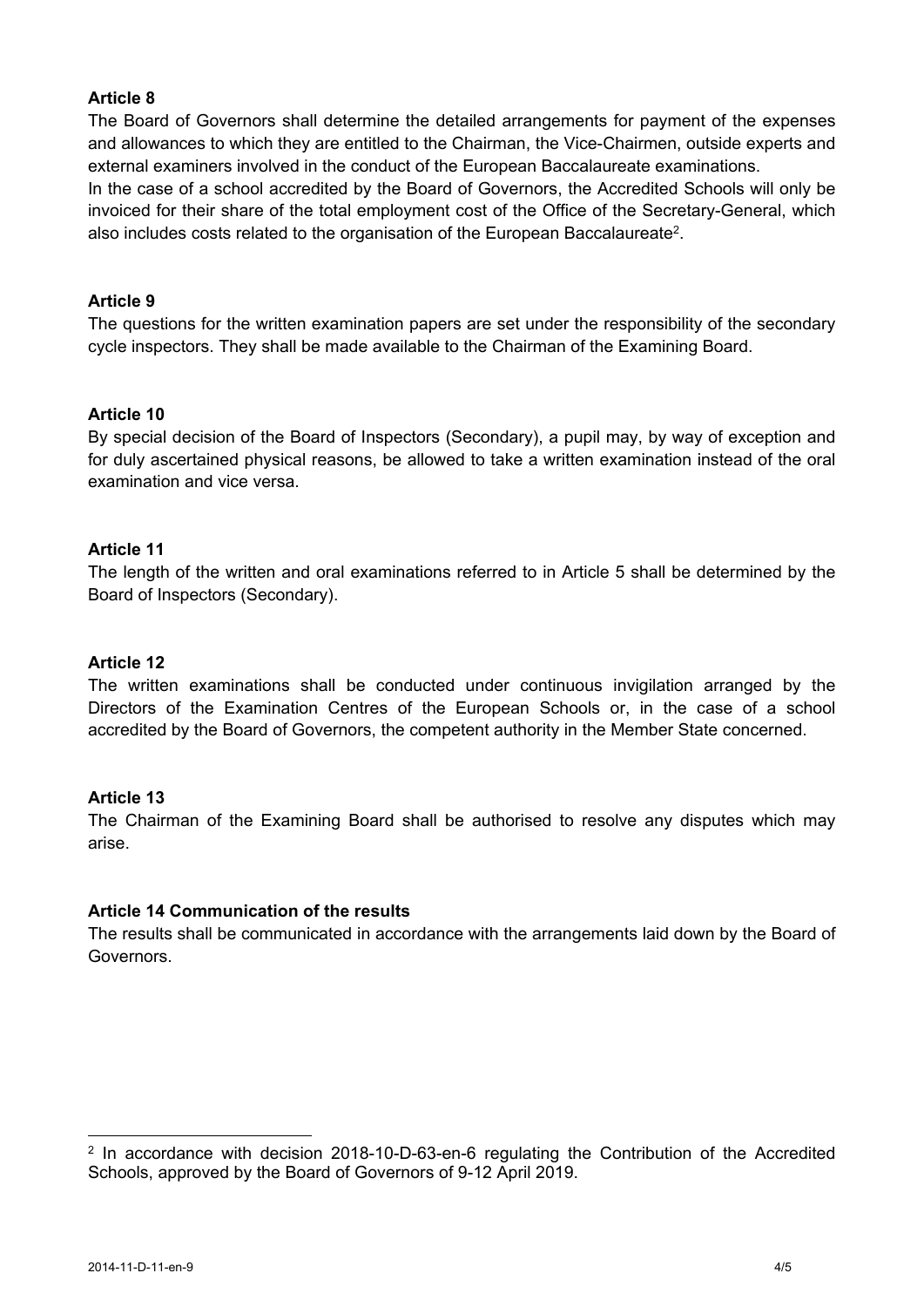**Article 8**

The Board of Governors shall determine the detailed arrangements for payment of the expenses and allowances to which they are entitled to the Chairman, the Vice-Chairmen, outside experts and external examiners involved in the conduct of the European Baccalaureate examinations.

In the case of a school accredited by the Board of Governors, the Accredited Schools will only be invoiced for their share of the total employment cost of the Office of the Secretary-General, which also includes costs related to the organisation of the European Baccalaureate[2].

**Article 9**

The questions for the written examination papers are set under the responsibility of the secondary cycle inspectors. They shall be made available to the Chairman of the Examining Board.

**Article 10**

By special decision of the Board of Inspectors (Secondary), a pupil may, by way of exception and for duly ascertained physical reasons, be allowed to take a written examination instead of the oral examination and vice versa.

**Article 11**

The length of the written and oral examinations referred to in Article 5 shall be determined by the Board of Inspectors (Secondary).

**Article 12**

The written examinations shall be conducted under continuous invigilation arranged by the Directors of the Examination Centres of the European Schools or, in the case of a school accredited by the Board of Governors, the competent authority in the Member State concerned.

**Article 13**

The Chairman of the Examining Board shall be authorised to resolve any disputes which may arise.

**Article 14 Communication of the results**

The results shall be communicated in accordance with the arrangements laid down by the Board of Governors.

---

[2] In accordance with decision 2018-10-D-63-en-6 regulating the Contribution of the Accredited Schools, approved by the Board of Governors of 9-12 April 2019.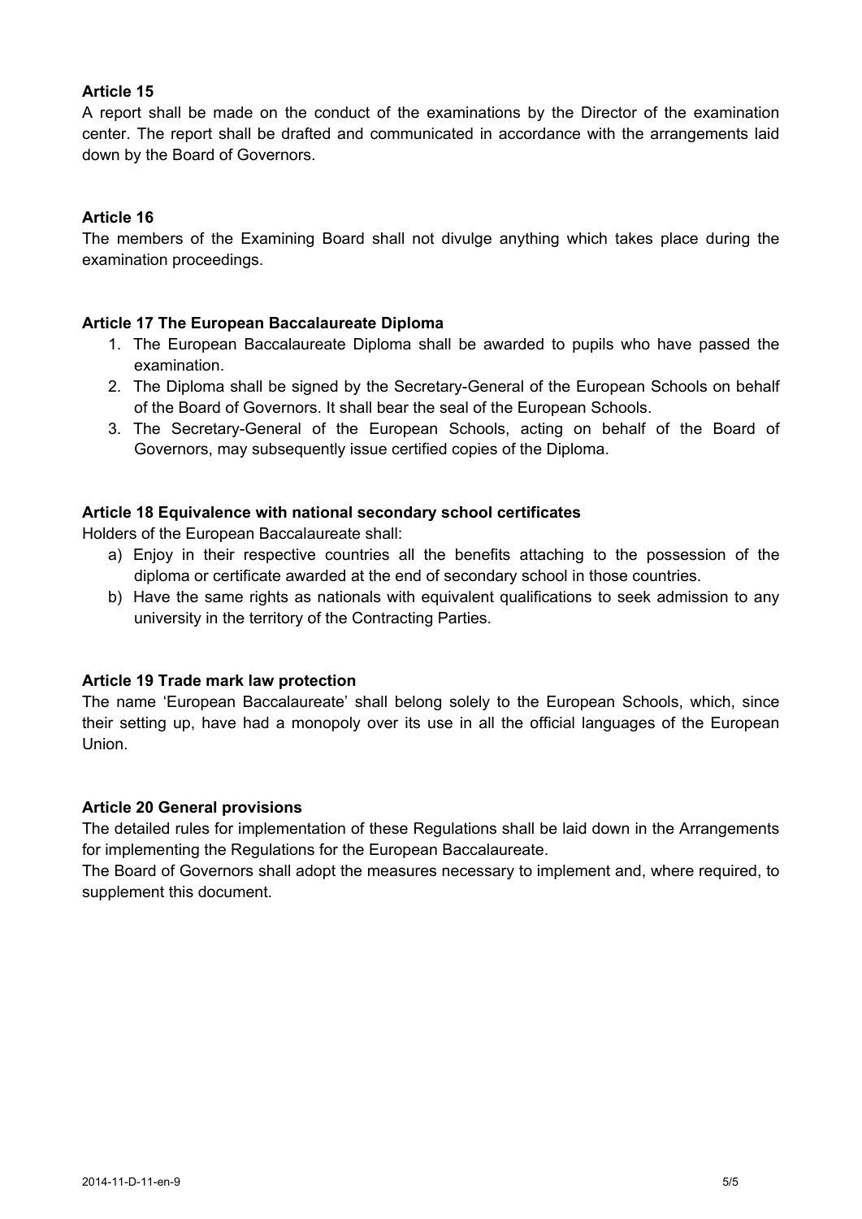**Article 15**

A report shall be made on the conduct of the examinations by the Director of the examination center. The report shall be drafted and communicated in accordance with the arrangements laid down by the Board of Governors.

**Article 16**

The members of the Examining Board shall not divulge anything which takes place during the examination proceedings.

**Article 17 The European Baccalaureate Diploma**

1. The European Baccalaureate Diploma shall be awarded to pupils who have passed the examination.
2. The Diploma shall be signed by the Secretary-General of the European Schools on behalf of the Board of Governors. It shall bear the seal of the European Schools.
3. The Secretary-General of the European Schools, acting on behalf of the Board of Governors, may subsequently issue certified copies of the Diploma.

**Article 18 Equivalence with national secondary school certificates**

Holders of the European Baccalaureate shall:

a) Enjoy in their respective countries all the benefits attaching to the possession of the diploma or certificate awarded at the end of secondary school in those countries.
b) Have the same rights as nationals with equivalent qualifications to seek admission to any university in the territory of the Contracting Parties.

**Article 19 Trade mark law protection**

The name 'European Baccalaureate' shall belong solely to the European Schools, which, since their setting up, have had a monopoly over its use in all the official languages of the European Union.

**Article 20 General provisions**

The detailed rules for implementation of these Regulations shall be laid down in the Arrangements for implementing the Regulations for the European Baccalaureate.

The Board of Governors shall adopt the measures necessary to implement and, where required, to supplement this document.